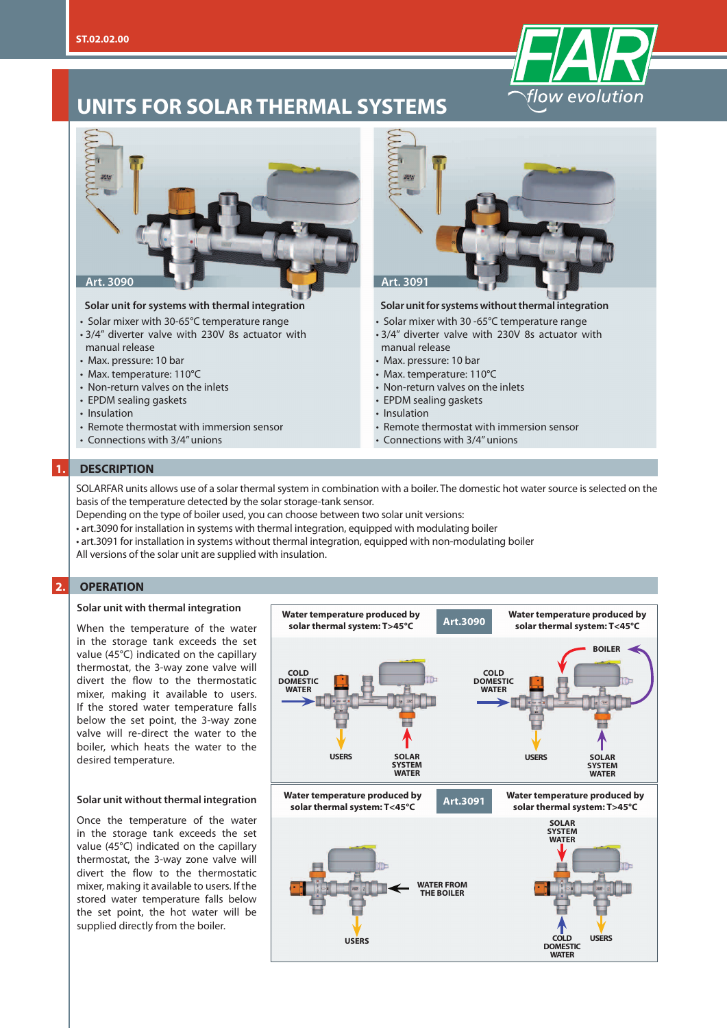# UNITS FOR SOLAR THERMAL SYSTEMS

**Art. 3090**

**Solar unit for systems with thermal integration**

- Solar mixer with 30-65°C temperature range
- 3/4" diverter valve with 230V 8s actuator with manual release
- Max. pressure: 10 bar
- Max. temperature: 110°C
- Non-return valves on the inlets
- EPDM sealing gaskets
- Insulation
- Remote thermostat with immersion sensor
- Connections with 3/4" unions

**Art. 3091**

**Solar unit for systems without thermal integration**

- Solar mixer with 30 -65°C temperature range
- 3/4" diverter valve with 230V 8s actuator with manual release
- Max. pressure: 10 bar
- Max. temperature: 110°C
- Non-return valves on the inlets
- EPDM sealing gaskets
- Insulation
- Remote thermostat with immersion sensor
- Connections with 3/4" unions

## 1. DESCRIPTION

SOLARFAR units allows use of a solar thermal system in combination with a boiler. The domestic hot water source is selected on the basis of the temperature detected by the solar storage-tank sensor.
Depending on the type of boiler used, you can choose between two solar unit versions:

- art.3090 for installation in systems with thermal integration, equipped with modulating boiler
- art.3091 for installation in systems without thermal integration, equipped with non-modulating boiler

All versions of the solar unit are supplied with insulation.

## 2. OPERATION

### Solar unit with thermal integration

When the temperature of the water in the storage tank exceeds the set value (45°C) indicated on the capillary thermostat, the 3-way zone valve will divert the flow to the thermostatic mixer, making it available to users. If the stored water temperature falls below the set point, the 3-way zone valve will re-direct the water to the boiler, which heats the water to the desired temperature.

### Solar unit without thermal integration

Once the temperature of the water in the storage tank exceeds the set value (45°C) indicated on the capillary thermostat, the 3-way zone valve will divert the flow to the thermostatic mixer, making it available to users. If the stored water temperature falls below the set point, the hot water will be supplied directly from the boiler.

**Art.3090**

Water temperature produced by solar thermal system: T>45°C — COLD DOMESTIC WATER, USERS, SOLAR SYSTEM WATER

Water temperature produced by solar thermal system: T<45°C — BOILER, COLD DOMESTIC WATER, USERS, SOLAR SYSTEM WATER

**Art.3091**

Water temperature produced by solar thermal system: T<45°C — WATER FROM THE BOILER, USERS

Water temperature produced by solar thermal system: T>45°C — SOLAR SYSTEM WATER, COLD DOMESTIC WATER, USERS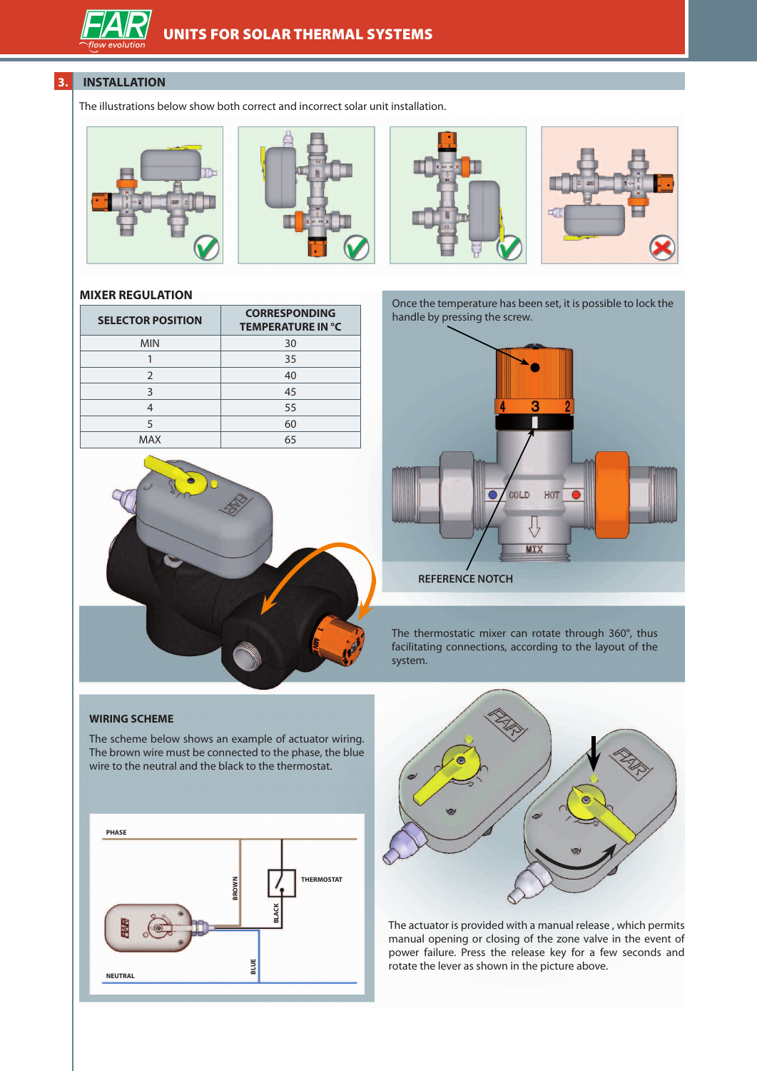## 3. INSTALLATION

The illustrations below show both correct and incorrect solar unit installation.

### MIXER REGULATION

| SELECTOR POSITION | CORRESPONDING TEMPERATURE IN °C |
|---|---|
| MIN | 30 |
| 1 | 35 |
| 2 | 40 |
| 3 | 45 |
| 4 | 55 |
| 5 | 60 |
| MAX | 65 |

Once the temperature has been set, it is possible to lock the handle by pressing the screw.

REFERENCE NOTCH

The thermostatic mixer can rotate through 360°, thus facilitating connections, according to the layout of the system.

### WIRING SCHEME

The scheme below shows an example of actuator wiring. The brown wire must be connected to the phase, the blue wire to the neutral and the black to the thermostat.

The actuator is provided with a manual release , which permits manual opening or closing of the zone valve in the event of power failure. Press the release key for a few seconds and rotate the lever as shown in the picture above.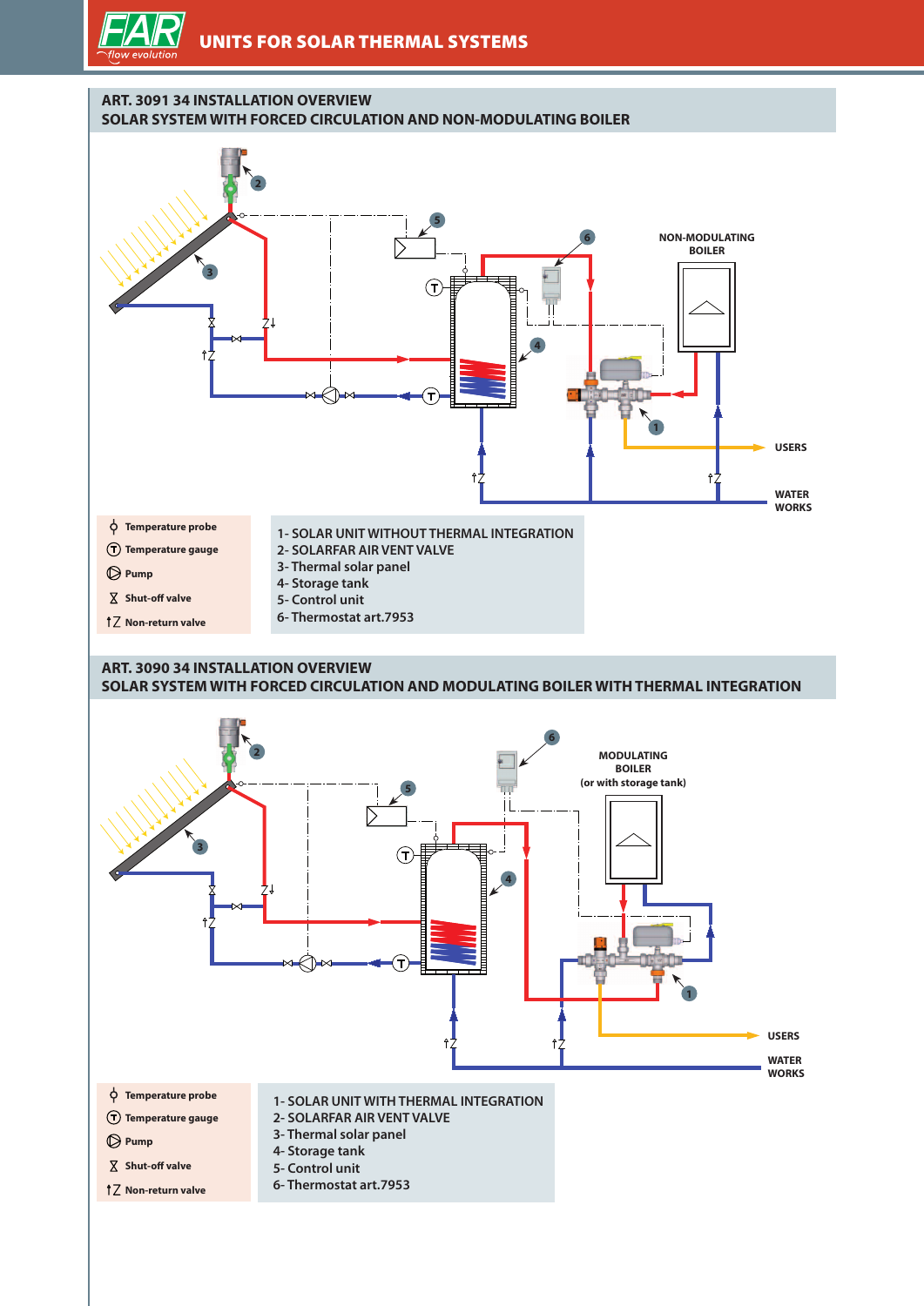## ART. 3091 34 INSTALLATION OVERVIEW
## SOLAR SYSTEM WITH FORCED CIRCULATION AND NON-MODULATING BOILER

NON-MODULATING BOILER

USERS

WATER WORKS

- Temperature probe
- Temperature gauge
- Pump
- Shut-off valve
- Non-return valve

1- SOLAR UNIT WITHOUT THERMAL INTEGRATION
2- SOLARFAR AIR VENT VALVE
3- Thermal solar panel
4- Storage tank
5- Control unit
6- Thermostat art.7953

## ART. 3090 34 INSTALLATION OVERVIEW
## SOLAR SYSTEM WITH FORCED CIRCULATION AND MODULATING BOILER WITH THERMAL INTEGRATION

MODULATING BOILER (or with storage tank)

USERS

WATER WORKS

- Temperature probe
- Temperature gauge
- Pump
- Shut-off valve
- Non-return valve

1- SOLAR UNIT WITH THERMAL INTEGRATION
2- SOLARFAR AIR VENT VALVE
3- Thermal solar panel
4- Storage tank
5- Control unit
6- Thermostat art.7953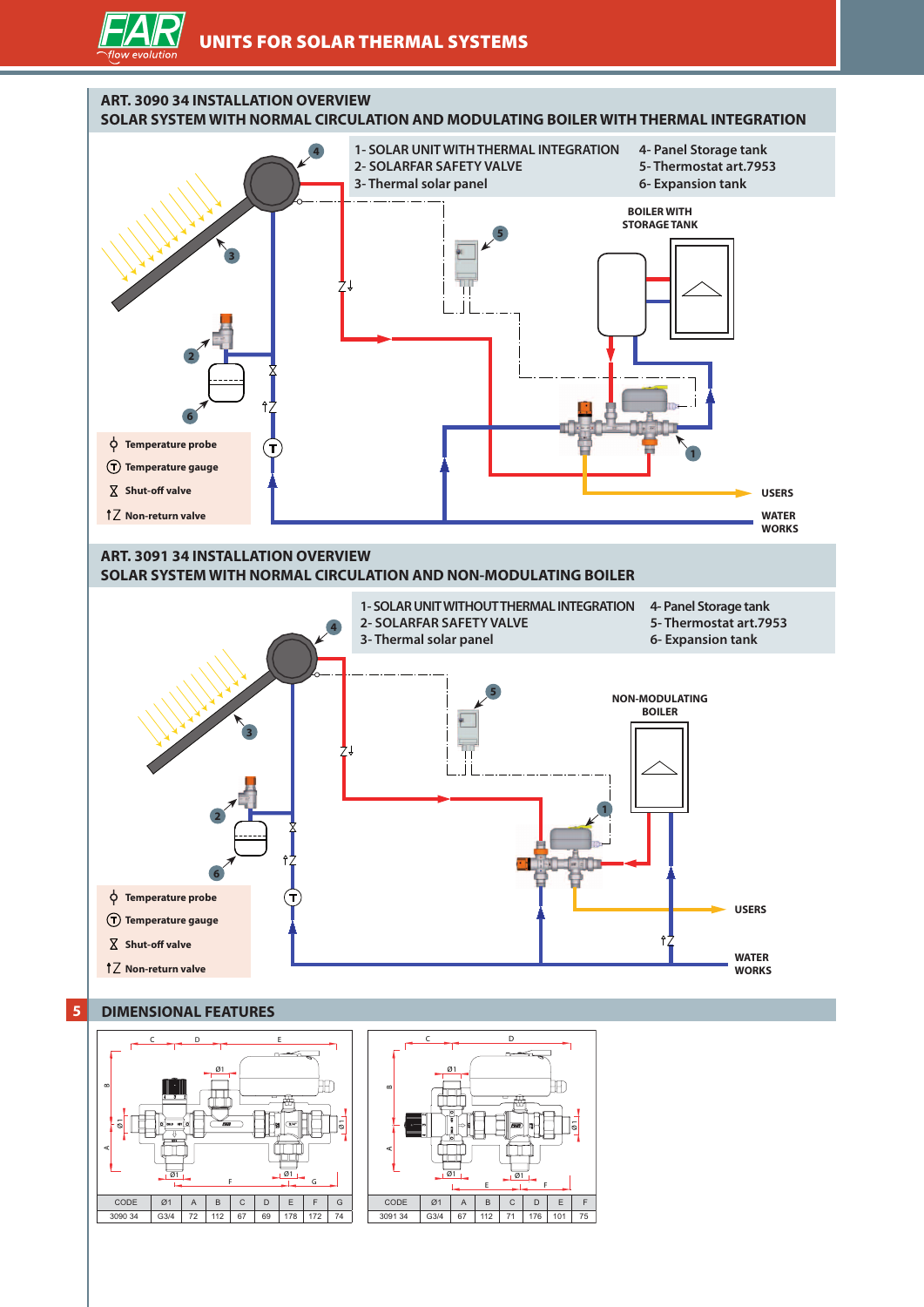## ART. 3090 34 INSTALLATION OVERVIEW
## SOLAR SYSTEM WITH NORMAL CIRCULATION AND MODULATING BOILER WITH THERMAL INTEGRATION

1- SOLAR UNIT WITH THERMAL INTEGRATION
2- SOLARFAR SAFETY VALVE
3- Thermal solar panel
4- Panel Storage tank
5- Thermostat art.7953
6- Expansion tank

BOILER WITH STORAGE TANK

USERS

WATER WORKS

Temperature probe
Temperature gauge
Shut-off valve
Non-return valve

## ART. 3091 34 INSTALLATION OVERVIEW
## SOLAR SYSTEM WITH NORMAL CIRCULATION AND NON-MODULATING BOILER

1- SOLAR UNIT WITHOUT THERMAL INTEGRATION
2- SOLARFAR SAFETY VALVE
3- Thermal solar panel
4- Panel Storage tank
5- Thermostat art.7953
6- Expansion tank

NON-MODULATING BOILER

USERS

WATER WORKS

Temperature probe
Temperature gauge
Shut-off valve
Non-return valve

## 5 DIMENSIONAL FEATURES

| CODE | Ø1 | A | B | C | D | E | F | G |
|---|---|---|---|---|---|---|---|---|
| 3090 34 | G3/4 | 72 | 112 | 67 | 69 | 178 | 172 | 74 |

| CODE | Ø1 | A | B | C | D | E | F |
|---|---|---|---|---|---|---|---|
| 3091 34 | G3/4 | 67 | 112 | 71 | 176 | 101 | 75 |